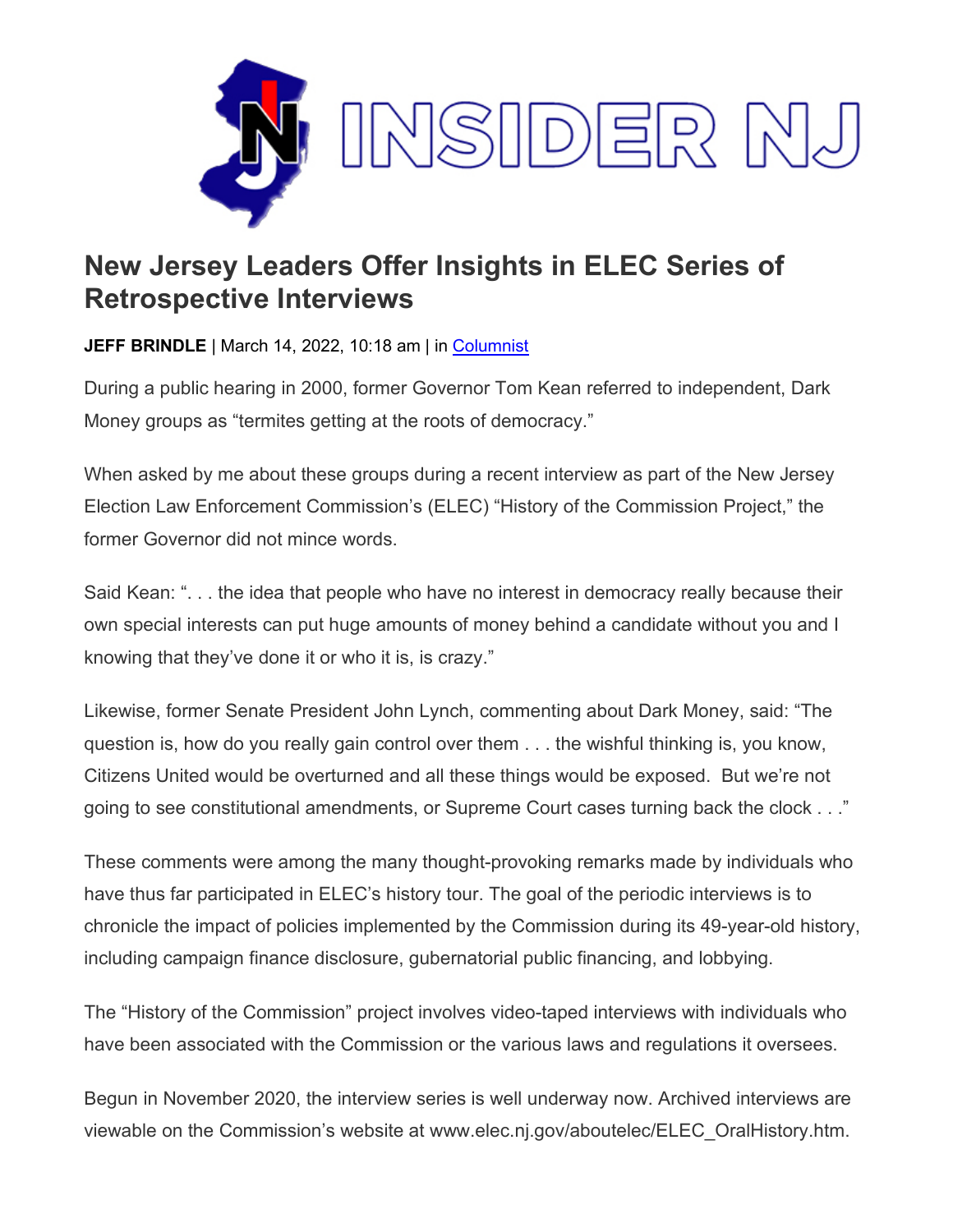INSIDER NJ

# New Jersey Leaders Offer Insights in ELEC Series of Retrospective Interviews

**JEFF BRINDLE** | March 14, 2022, 10:18 am | in Columnist

During a public hearing in 2000, former Governor Tom Kean referred to independent, Dark Money groups as "termites getting at the roots of democracy."

When asked by me about these groups during a recent interview as part of the New Jersey Election Law Enforcement Commission's (ELEC) "History of the Commission Project," the former Governor did not mince words.

Said Kean: ". . . the idea that people who have no interest in democracy really because their own special interests can put huge amounts of money behind a candidate without you and I knowing that they've done it or who it is, is crazy."

Likewise, former Senate President John Lynch, commenting about Dark Money, said: "The question is, how do you really gain control over them . . . the wishful thinking is, you know, Citizens United would be overturned and all these things would be exposed. But we're not going to see constitutional amendments, or Supreme Court cases turning back the clock . . ."

These comments were among the many thought-provoking remarks made by individuals who have thus far participated in ELEC's history tour. The goal of the periodic interviews is to chronicle the impact of policies implemented by the Commission during its 49-year-old history, including campaign finance disclosure, gubernatorial public financing, and lobbying.

The "History of the Commission" project involves video-taped interviews with individuals who have been associated with the Commission or the various laws and regulations it oversees.

Begun in November 2020, the interview series is well underway now. Archived interviews are viewable on the Commission's website at www.elec.nj.gov/aboutelec/ELEC_OralHistory.htm.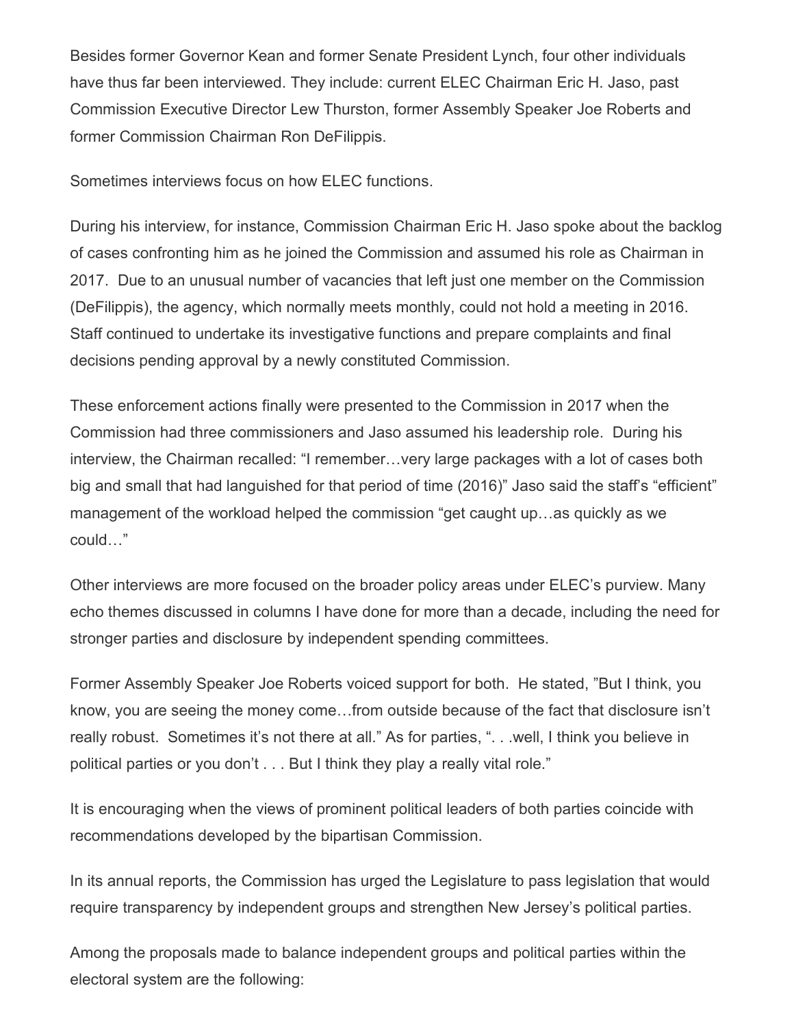Besides former Governor Kean and former Senate President Lynch, four other individuals have thus far been interviewed. They include: current ELEC Chairman Eric H. Jaso, past Commission Executive Director Lew Thurston, former Assembly Speaker Joe Roberts and former Commission Chairman Ron DeFilippis.

Sometimes interviews focus on how ELEC functions.

During his interview, for instance, Commission Chairman Eric H. Jaso spoke about the backlog of cases confronting him as he joined the Commission and assumed his role as Chairman in 2017. Due to an unusual number of vacancies that left just one member on the Commission (DeFilippis), the agency, which normally meets monthly, could not hold a meeting in 2016. Staff continued to undertake its investigative functions and prepare complaints and final decisions pending approval by a newly constituted Commission.

These enforcement actions finally were presented to the Commission in 2017 when the Commission had three commissioners and Jaso assumed his leadership role. During his interview, the Chairman recalled: "I remember…very large packages with a lot of cases both big and small that had languished for that period of time (2016)" Jaso said the staff's "efficient" management of the workload helped the commission "get caught up…as quickly as we could…"

Other interviews are more focused on the broader policy areas under ELEC's purview. Many echo themes discussed in columns I have done for more than a decade, including the need for stronger parties and disclosure by independent spending committees.

Former Assembly Speaker Joe Roberts voiced support for both. He stated, "But I think, you know, you are seeing the money come…from outside because of the fact that disclosure isn't really robust. Sometimes it's not there at all." As for parties, ". . .well, I think you believe in political parties or you don't . . . But I think they play a really vital role."

It is encouraging when the views of prominent political leaders of both parties coincide with recommendations developed by the bipartisan Commission.

In its annual reports, the Commission has urged the Legislature to pass legislation that would require transparency by independent groups and strengthen New Jersey's political parties.

Among the proposals made to balance independent groups and political parties within the electoral system are the following: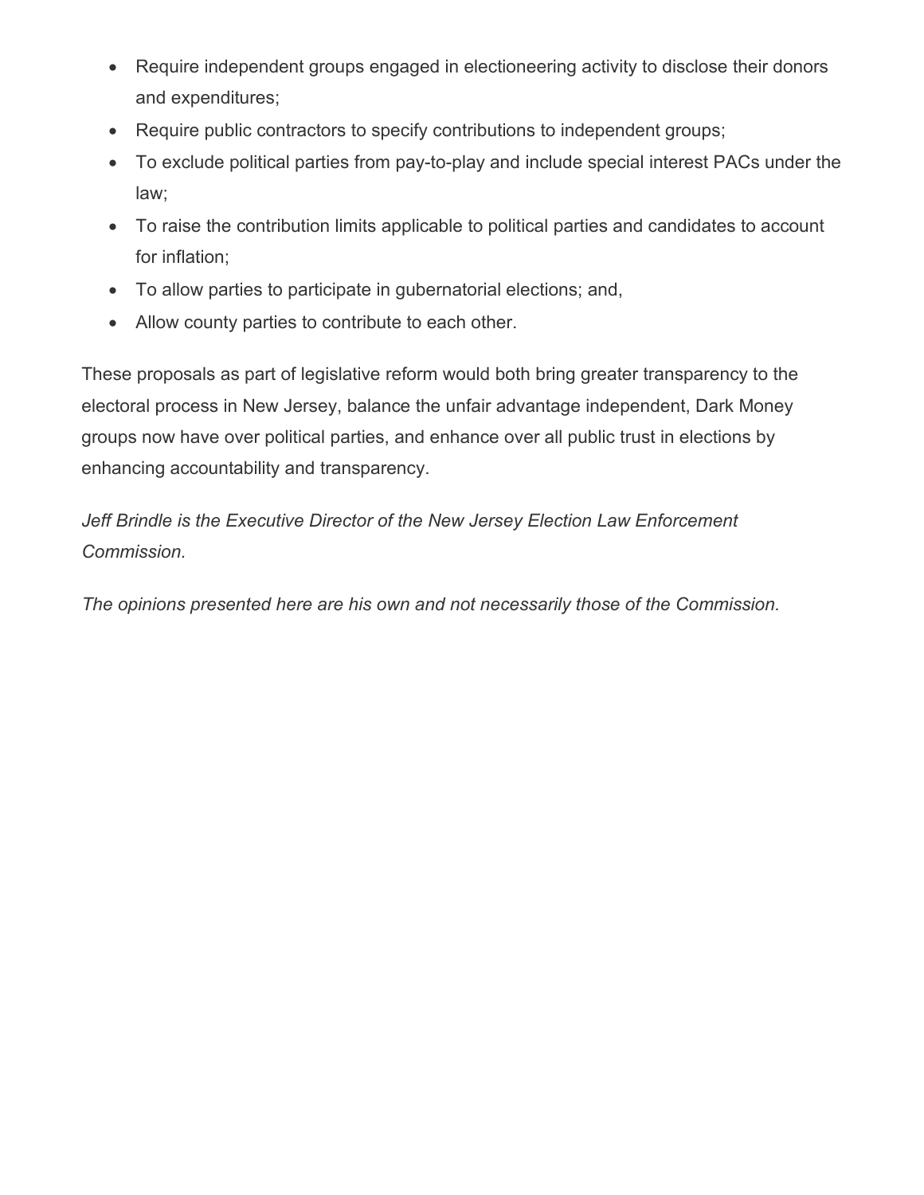- Require independent groups engaged in electioneering activity to disclose their donors and expenditures;
- Require public contractors to specify contributions to independent groups;
- To exclude political parties from pay-to-play and include special interest PACs under the law;
- To raise the contribution limits applicable to political parties and candidates to account for inflation;
- To allow parties to participate in gubernatorial elections; and,
- Allow county parties to contribute to each other.

These proposals as part of legislative reform would both bring greater transparency to the electoral process in New Jersey, balance the unfair advantage independent, Dark Money groups now have over political parties, and enhance over all public trust in elections by enhancing accountability and transparency.

*Jeff Brindle is the Executive Director of the New Jersey Election Law Enforcement Commission.*

*The opinions presented here are his own and not necessarily those of the Commission.*